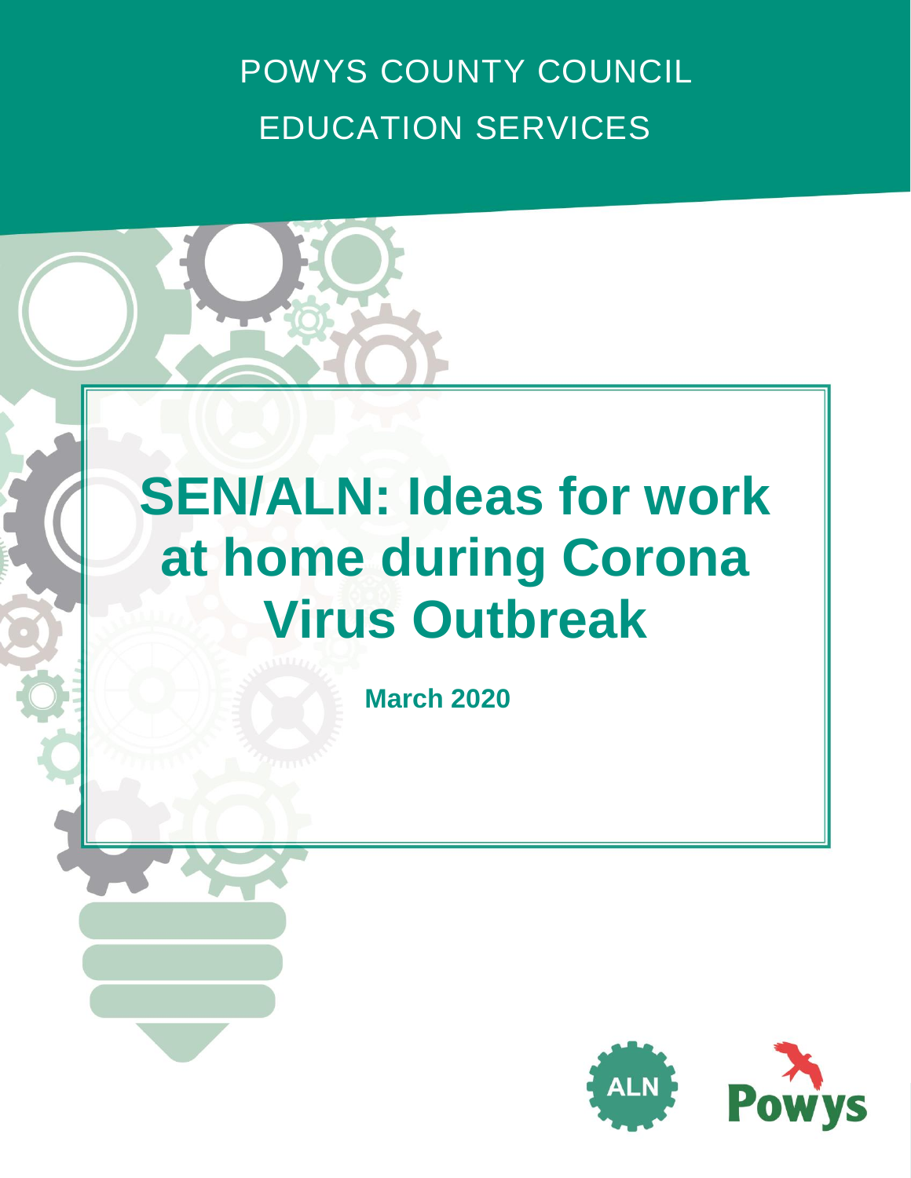POWYS COUNTY COUNCIL

EDUCATION SERVICES

# SEN/ALN: Ideas for work at home during Corona Virus Outbreak

**March 2020**

ALN

Powys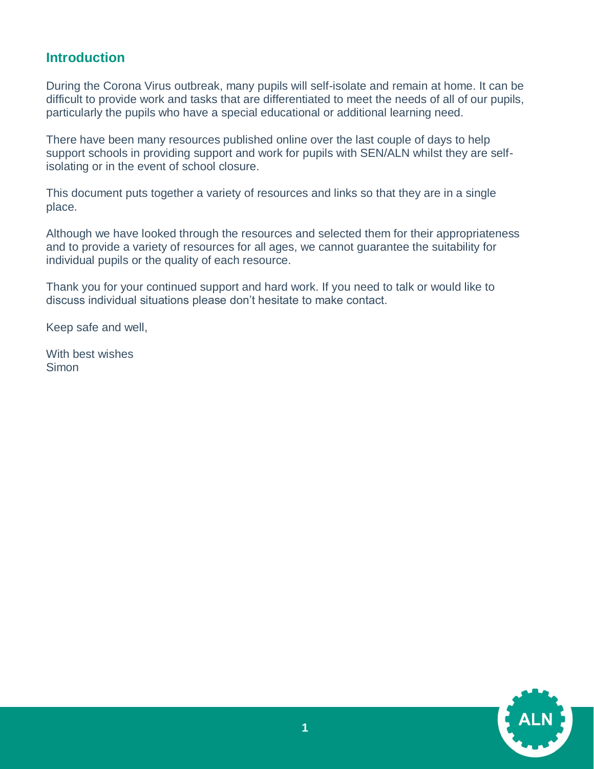## Introduction

During the Corona Virus outbreak, many pupils will self-isolate and remain at home. It can be difficult to provide work and tasks that are differentiated to meet the needs of all of our pupils, particularly the pupils who have a special educational or additional learning need.

There have been many resources published online over the last couple of days to help support schools in providing support and work for pupils with SEN/ALN whilst they are self-isolating or in the event of school closure.

This document puts together a variety of resources and links so that they are in a single place.

Although we have looked through the resources and selected them for their appropriateness and to provide a variety of resources for all ages, we cannot guarantee the suitability for individual pupils or the quality of each resource.

Thank you for your continued support and hard work. If you need to talk or would like to discuss individual situations please don't hesitate to make contact.

Keep safe and well,

With best wishes
Simon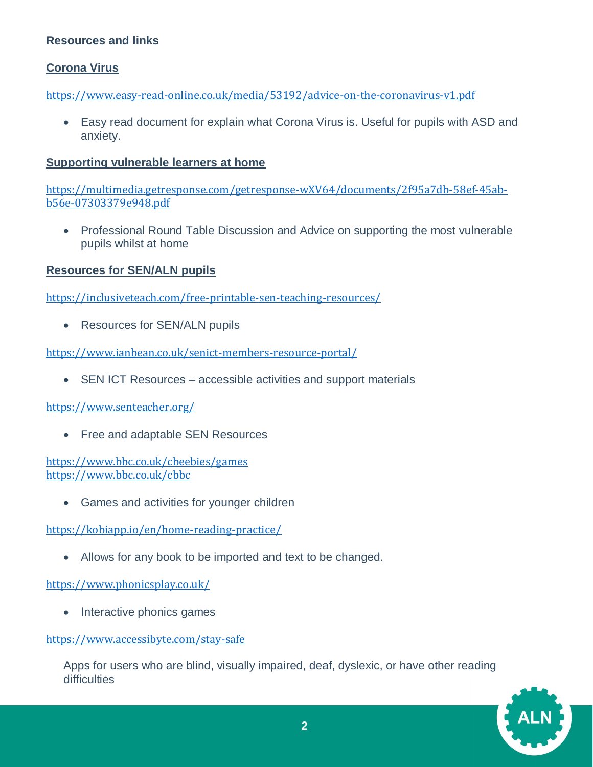**Resources and links**

## Corona Virus

https://www.easy-read-online.co.uk/media/53192/advice-on-the-coronavirus-v1.pdf

- Easy read document for explain what Corona Virus is. Useful for pupils with ASD and anxiety.

## Supporting vulnerable learners at home

https://multimedia.getresponse.com/getresponse-wXV64/documents/2f95a7db-58ef-45ab-b56e-07303379e948.pdf

- Professional Round Table Discussion and Advice on supporting the most vulnerable pupils whilst at home

## Resources for SEN/ALN pupils

https://inclusiveteach.com/free-printable-sen-teaching-resources/

- Resources for SEN/ALN pupils

https://www.ianbean.co.uk/senict-members-resource-portal/

- SEN ICT Resources – accessible activities and support materials

https://www.senteacher.org/

- Free and adaptable SEN Resources

https://www.bbc.co.uk/cbeebies/games
https://www.bbc.co.uk/cbbc

- Games and activities for younger children

https://kobiapp.io/en/home-reading-practice/

- Allows for any book to be imported and text to be changed.

https://www.phonicsplay.co.uk/

- Interactive phonics games

https://www.accessibyte.com/stay-safe

Apps for users who are blind, visually impaired, deaf, dyslexic, or have other reading difficulties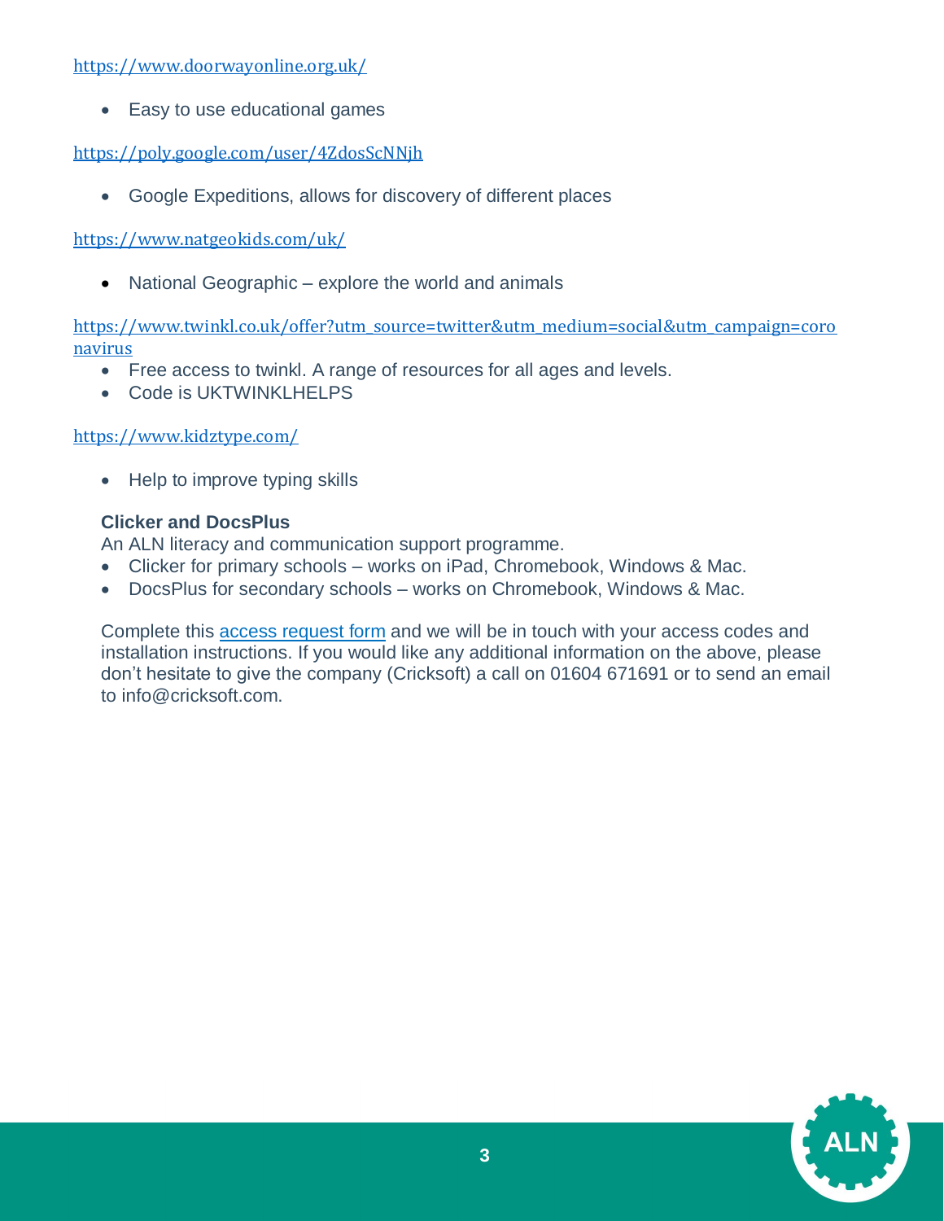https://www.doorwayonline.org.uk/

- Easy to use educational games

https://poly.google.com/user/4ZdosScNNjh

- Google Expeditions, allows for discovery of different places

https://www.natgeokids.com/uk/

- National Geographic – explore the world and animals

https://www.twinkl.co.uk/offer?utm_source=twitter&utm_medium=social&utm_campaign=coronavirus

- Free access to twinkl. A range of resources for all ages and levels.
- Code is UKTWINKLHELPS

https://www.kidztype.com/

- Help to improve typing skills

**Clicker and DocsPlus**

An ALN literacy and communication support programme.

- Clicker for primary schools – works on iPad, Chromebook, Windows & Mac.
- DocsPlus for secondary schools – works on Chromebook, Windows & Mac.

Complete this access request form and we will be in touch with your access codes and installation instructions. If you would like any additional information on the above, please don't hesitate to give the company (Cricksoft) a call on 01604 671691 or to send an email to info@cricksoft.com.